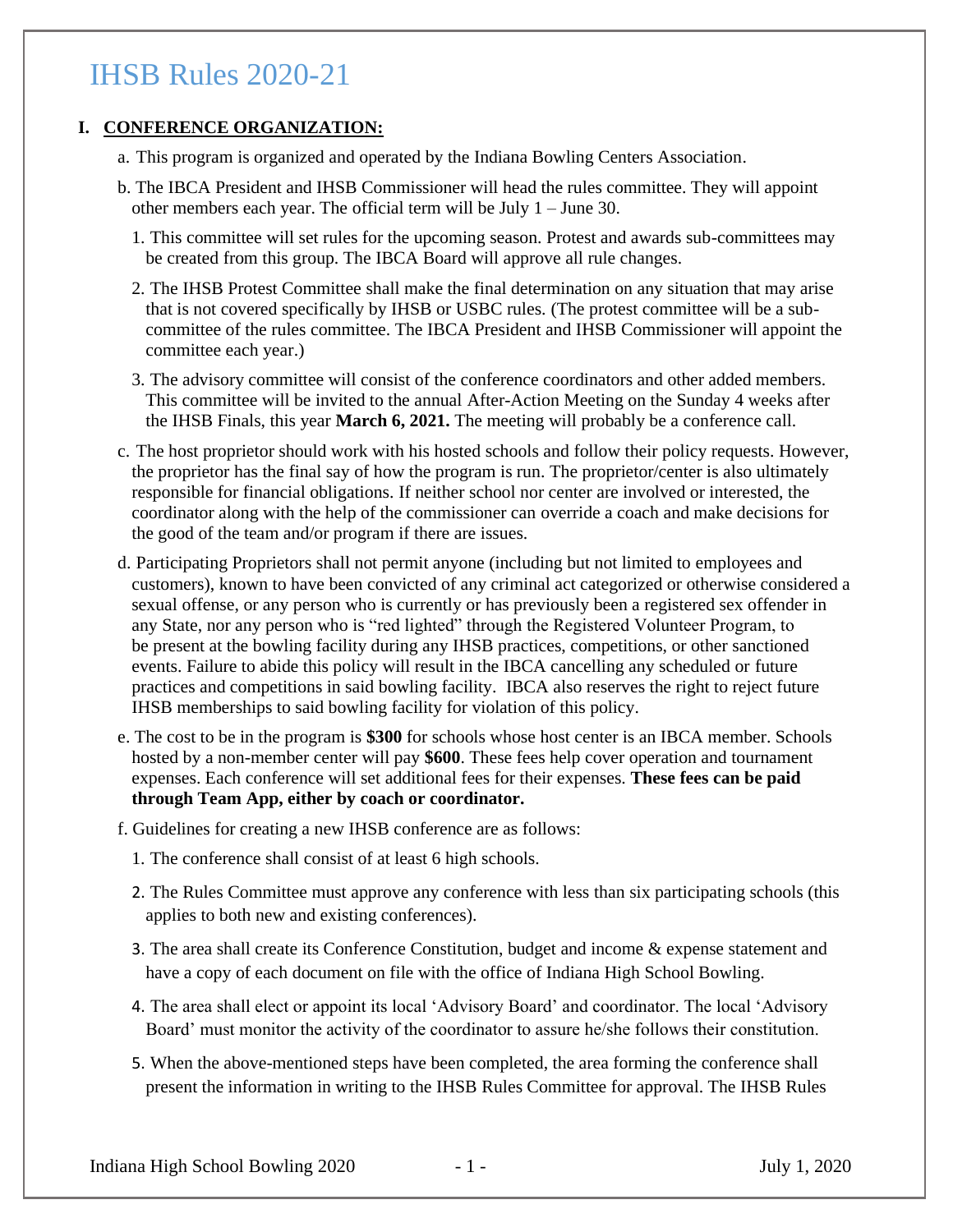# IHSB Rules 2020-21

## I. CONFERENCE ORGANIZATION:

a. This program is organized and operated by the Indiana Bowling Centers Association.

b. The IBCA President and IHSB Commissioner will head the rules committee. They will appoint other members each year. The official term will be July 1 – June 30.

1. This committee will set rules for the upcoming season. Protest and awards sub-committees may be created from this group. The IBCA Board will approve all rule changes.

2. The IHSB Protest Committee shall make the final determination on any situation that may arise that is not covered specifically by IHSB or USBC rules. (The protest committee will be a sub-committee of the rules committee. The IBCA President and IHSB Commissioner will appoint the committee each year.)

3. The advisory committee will consist of the conference coordinators and other added members. This committee will be invited to the annual After-Action Meeting on the Sunday 4 weeks after the IHSB Finals, this year **March 6, 2021.** The meeting will probably be a conference call.

c. The host proprietor should work with his hosted schools and follow their policy requests. However, the proprietor has the final say of how the program is run. The proprietor/center is also ultimately responsible for financial obligations. If neither school nor center are involved or interested, the coordinator along with the help of the commissioner can override a coach and make decisions for the good of the team and/or program if there are issues.

d. Participating Proprietors shall not permit anyone (including but not limited to employees and customers), known to have been convicted of any criminal act categorized or otherwise considered a sexual offense, or any person who is currently or has previously been a registered sex offender in any State, nor any person who is "red lighted" through the Registered Volunteer Program, to be present at the bowling facility during any IHSB practices, competitions, or other sanctioned events. Failure to abide this policy will result in the IBCA cancelling any scheduled or future practices and competitions in said bowling facility. IBCA also reserves the right to reject future IHSB memberships to said bowling facility for violation of this policy.

e. The cost to be in the program is **$300** for schools whose host center is an IBCA member. Schools hosted by a non-member center will pay **$600**. These fees help cover operation and tournament expenses. Each conference will set additional fees for their expenses. **These fees can be paid through Team App, either by coach or coordinator.**

f. Guidelines for creating a new IHSB conference are as follows:

1. The conference shall consist of at least 6 high schools.

2. The Rules Committee must approve any conference with less than six participating schools (this applies to both new and existing conferences).

3. The area shall create its Conference Constitution, budget and income & expense statement and have a copy of each document on file with the office of Indiana High School Bowling.

4. The area shall elect or appoint its local 'Advisory Board' and coordinator. The local 'Advisory Board' must monitor the activity of the coordinator to assure he/she follows their constitution.

5. When the above-mentioned steps have been completed, the area forming the conference shall present the information in writing to the IHSB Rules Committee for approval. The IHSB Rules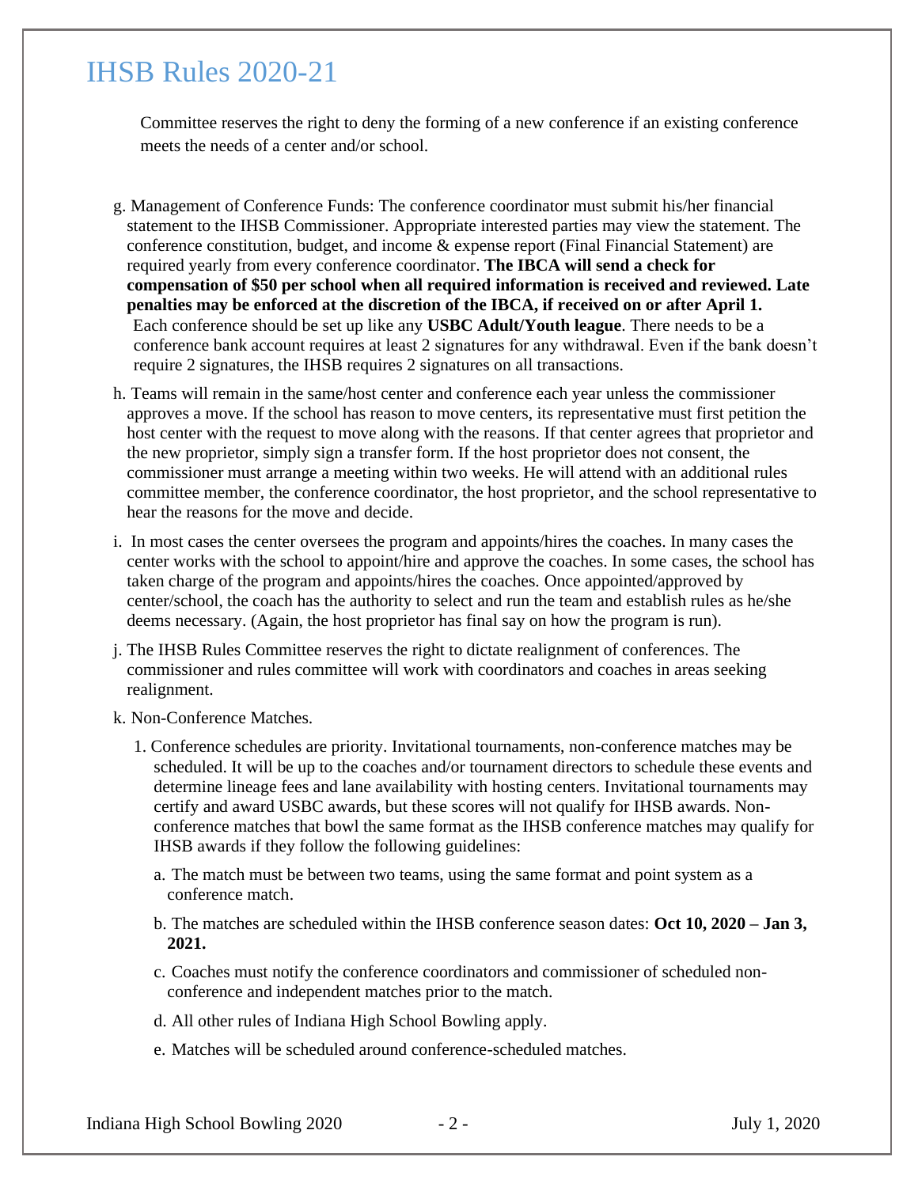Committee reserves the right to deny the forming of a new conference if an existing conference meets the needs of a center and/or school.

g. Management of Conference Funds: The conference coordinator must submit his/her financial statement to the IHSB Commissioner. Appropriate interested parties may view the statement. The conference constitution, budget, and income & expense report (Final Financial Statement) are required yearly from every conference coordinator. **The IBCA will send a check for compensation of $50 per school when all required information is received and reviewed. Late penalties may be enforced at the discretion of the IBCA, if received on or after April 1.** Each conference should be set up like any **USBC Adult/Youth league**. There needs to be a conference bank account requires at least 2 signatures for any withdrawal. Even if the bank doesn't require 2 signatures, the IHSB requires 2 signatures on all transactions.

h. Teams will remain in the same/host center and conference each year unless the commissioner approves a move. If the school has reason to move centers, its representative must first petition the host center with the request to move along with the reasons. If that center agrees that proprietor and the new proprietor, simply sign a transfer form. If the host proprietor does not consent, the commissioner must arrange a meeting within two weeks. He will attend with an additional rules committee member, the conference coordinator, the host proprietor, and the school representative to hear the reasons for the move and decide.

i. In most cases the center oversees the program and appoints/hires the coaches. In many cases the center works with the school to appoint/hire and approve the coaches. In some cases, the school has taken charge of the program and appoints/hires the coaches. Once appointed/approved by center/school, the coach has the authority to select and run the team and establish rules as he/she deems necessary. (Again, the host proprietor has final say on how the program is run).

j. The IHSB Rules Committee reserves the right to dictate realignment of conferences. The commissioner and rules committee will work with coordinators and coaches in areas seeking realignment.

k. Non-Conference Matches.

1. Conference schedules are priority. Invitational tournaments, non-conference matches may be scheduled. It will be up to the coaches and/or tournament directors to schedule these events and determine lineage fees and lane availability with hosting centers. Invitational tournaments may certify and award USBC awards, but these scores will not qualify for IHSB awards. Non-conference matches that bowl the same format as the IHSB conference matches may qualify for IHSB awards if they follow the following guidelines:

   a. The match must be between two teams, using the same format and point system as a conference match.

   b. The matches are scheduled within the IHSB conference season dates: **Oct 10, 2020 – Jan 3, 2021.**

   c. Coaches must notify the conference coordinators and commissioner of scheduled non-conference and independent matches prior to the match.

   d. All other rules of Indiana High School Bowling apply.

   e. Matches will be scheduled around conference-scheduled matches.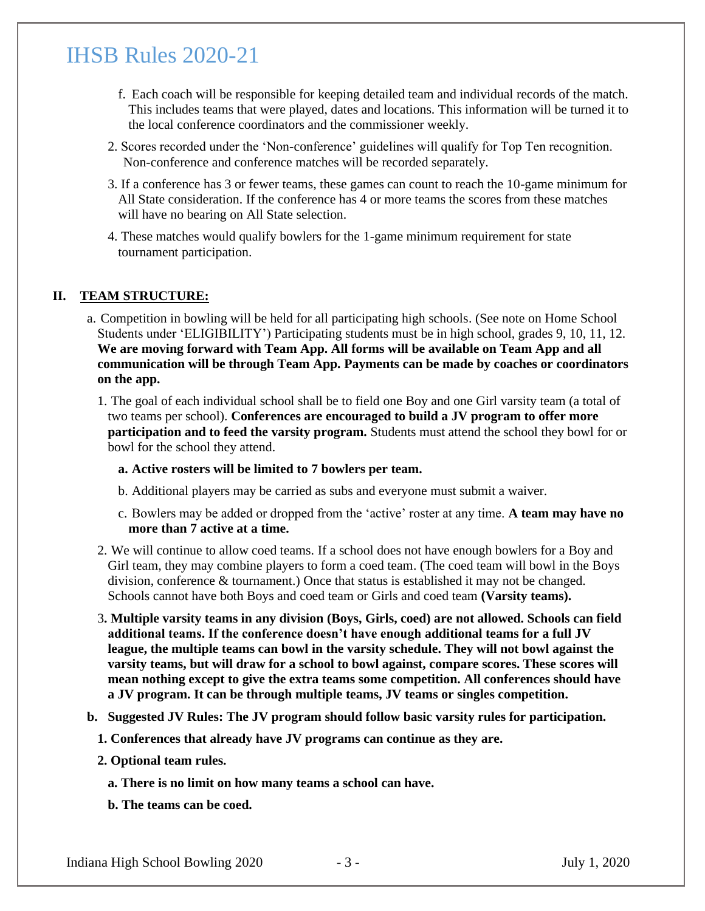f. Each coach will be responsible for keeping detailed team and individual records of the match. This includes teams that were played, dates and locations. This information will be turned it to the local conference coordinators and the commissioner weekly.

2. Scores recorded under the 'Non-conference' guidelines will qualify for Top Ten recognition. Non-conference and conference matches will be recorded separately.

3. If a conference has 3 or fewer teams, these games can count to reach the 10-game minimum for All State consideration. If the conference has 4 or more teams the scores from these matches will have no bearing on All State selection.

4. These matches would qualify bowlers for the 1-game minimum requirement for state tournament participation.

## II. TEAM STRUCTURE:

a. Competition in bowling will be held for all participating high schools. (See note on Home School Students under 'ELIGIBILITY') Participating students must be in high school, grades 9, 10, 11, 12. **We are moving forward with Team App. All forms will be available on Team App and all communication will be through Team App. Payments can be made by coaches or coordinators on the app.**

1. The goal of each individual school shall be to field one Boy and one Girl varsity team (a total of two teams per school). **Conferences are encouraged to build a JV program to offer more participation and to feed the varsity program.** Students must attend the school they bowl for or bowl for the school they attend.

   **a. Active rosters will be limited to 7 bowlers per team.**

   b. Additional players may be carried as subs and everyone must submit a waiver.

   c. Bowlers may be added or dropped from the 'active' roster at any time. **A team may have no more than 7 active at a time.**

2. We will continue to allow coed teams. If a school does not have enough bowlers for a Boy and Girl team, they may combine players to form a coed team. (The coed team will bowl in the Boys division, conference & tournament.) Once that status is established it may not be changed. Schools cannot have both Boys and coed team or Girls and coed team **(Varsity teams).**

3. **Multiple varsity teams in any division (Boys, Girls, coed) are not allowed. Schools can field additional teams. If the conference doesn't have enough additional teams for a full JV league, the multiple teams can bowl in the varsity schedule. They will not bowl against the varsity teams, but will draw for a school to bowl against, compare scores. These scores will mean nothing except to give the extra teams some competition. All conferences should have a JV program. It can be through multiple teams, JV teams or singles competition.**

**b. Suggested JV Rules: The JV program should follow basic varsity rules for participation.**

**1. Conferences that already have JV programs can continue as they are.**

**2. Optional team rules.**

   **a. There is no limit on how many teams a school can have.**

   **b. The teams can be coed.**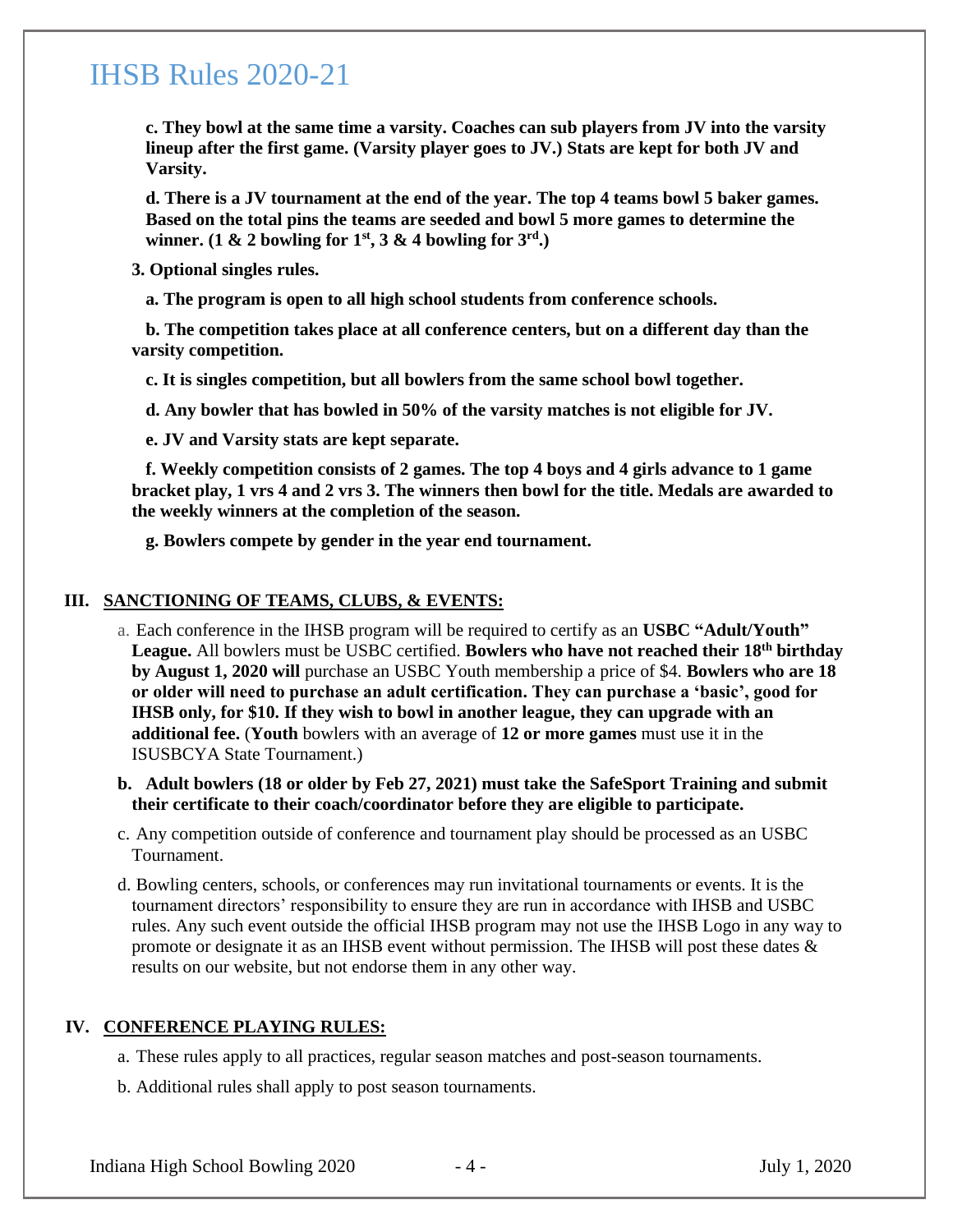**c. They bowl at the same time a varsity. Coaches can sub players from JV into the varsity lineup after the first game. (Varsity player goes to JV.) Stats are kept for both JV and Varsity.**

**d. There is a JV tournament at the end of the year. The top 4 teams bowl 5 baker games. Based on the total pins the teams are seeded and bowl 5 more games to determine the winner. (1 & 2 bowling for 1st, 3 & 4 bowling for 3rd.)**

**3. Optional singles rules.**

**a. The program is open to all high school students from conference schools.**

**b. The competition takes place at all conference centers, but on a different day than the varsity competition.**

**c. It is singles competition, but all bowlers from the same school bowl together.**

**d. Any bowler that has bowled in 50% of the varsity matches is not eligible for JV.**

**e. JV and Varsity stats are kept separate.**

**f. Weekly competition consists of 2 games. The top 4 boys and 4 girls advance to 1 game bracket play, 1 vrs 4 and 2 vrs 3. The winners then bowl for the title. Medals are awarded to the weekly winners at the completion of the season.**

**g. Bowlers compete by gender in the year end tournament.**

## III. SANCTIONING OF TEAMS, CLUBS, & EVENTS:

a. Each conference in the IHSB program will be required to certify as an **USBC "Adult/Youth" League.** All bowlers must be USBC certified. **Bowlers who have not reached their 18th birthday by August 1, 2020 will** purchase an USBC Youth membership a price of $4. **Bowlers who are 18 or older will need to purchase an adult certification. They can purchase a 'basic', good for IHSB only, for $10. If they wish to bowl in another league, they can upgrade with an additional fee.** (**Youth** bowlers with an average of **12 or more games** must use it in the ISUSBCYA State Tournament.)

**b. Adult bowlers (18 or older by Feb 27, 2021) must take the SafeSport Training and submit their certificate to their coach/coordinator before they are eligible to participate.**

c. Any competition outside of conference and tournament play should be processed as an USBC Tournament.

d. Bowling centers, schools, or conferences may run invitational tournaments or events. It is the tournament directors' responsibility to ensure they are run in accordance with IHSB and USBC rules. Any such event outside the official IHSB program may not use the IHSB Logo in any way to promote or designate it as an IHSB event without permission. The IHSB will post these dates & results on our website, but not endorse them in any other way.

## IV. CONFERENCE PLAYING RULES:

a. These rules apply to all practices, regular season matches and post-season tournaments.

b. Additional rules shall apply to post season tournaments.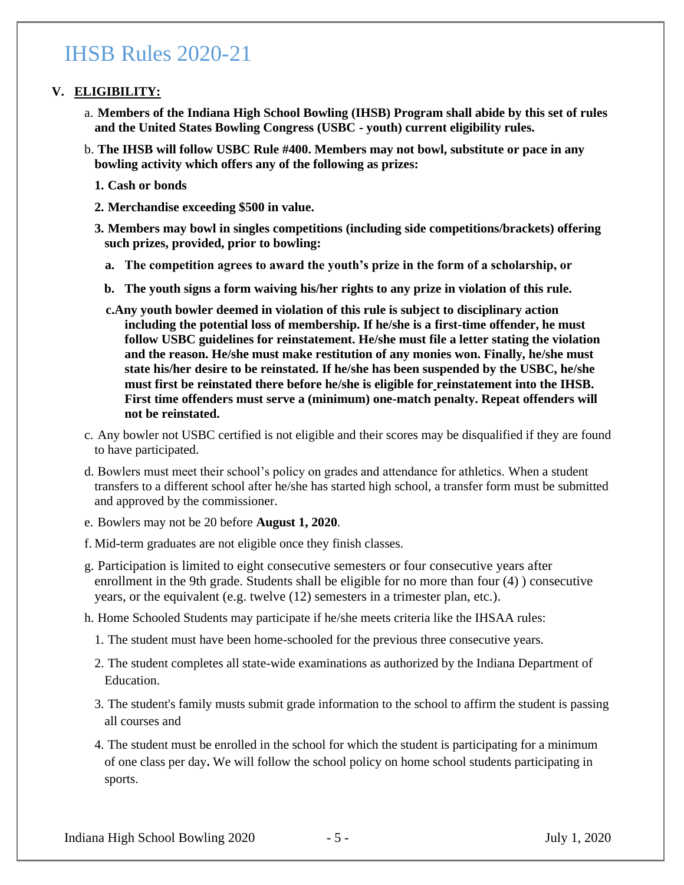# IHSB Rules 2020-21

## V. ELIGIBILITY:

a. **Members of the Indiana High School Bowling (IHSB) Program shall abide by this set of rules and the United States Bowling Congress (USBC - youth) current eligibility rules.**

b. **The IHSB will follow USBC Rule #400. Members may not bowl, substitute or pace in any bowling activity which offers any of the following as prizes:**

1. **Cash or bonds**
2. **Merchandise exceeding $500 in value.**
3. **Members may bowl in singles competitions (including side competitions/brackets) offering such prizes, provided, prior to bowling:**
   a. **The competition agrees to award the youth's prize in the form of a scholarship, or**
   b. **The youth signs a form waiving his/her rights to any prize in violation of this rule.**
   c. **Any youth bowler deemed in violation of this rule is subject to disciplinary action including the potential loss of membership. If he/she is a first-time offender, he must follow USBC guidelines for reinstatement. He/she must file a letter stating the violation and the reason. He/she must make restitution of any monies won. Finally, he/she must state his/her desire to be reinstated. If he/she has been suspended by the USBC, he/she must first be reinstated there before he/she is eligible for reinstatement into the IHSB. First time offenders must serve a (minimum) one-match penalty. Repeat offenders will not be reinstated.**

c. Any bowler not USBC certified is not eligible and their scores may be disqualified if they are found to have participated.

d. Bowlers must meet their school's policy on grades and attendance for athletics. When a student transfers to a different school after he/she has started high school, a transfer form must be submitted and approved by the commissioner.

e. Bowlers may not be 20 before **August 1, 2020**.

f. Mid-term graduates are not eligible once they finish classes.

g. Participation is limited to eight consecutive semesters or four consecutive years after enrollment in the 9th grade. Students shall be eligible for no more than four (4) ) consecutive years, or the equivalent (e.g. twelve (12) semesters in a trimester plan, etc.).

h. Home Schooled Students may participate if he/she meets criteria like the IHSAA rules:

1. The student must have been home-schooled for the previous three consecutive years.
2. The student completes all state-wide examinations as authorized by the Indiana Department of Education.
3. The student's family musts submit grade information to the school to affirm the student is passing all courses and
4. The student must be enrolled in the school for which the student is participating for a minimum of one class per day**.** We will follow the school policy on home school students participating in sports.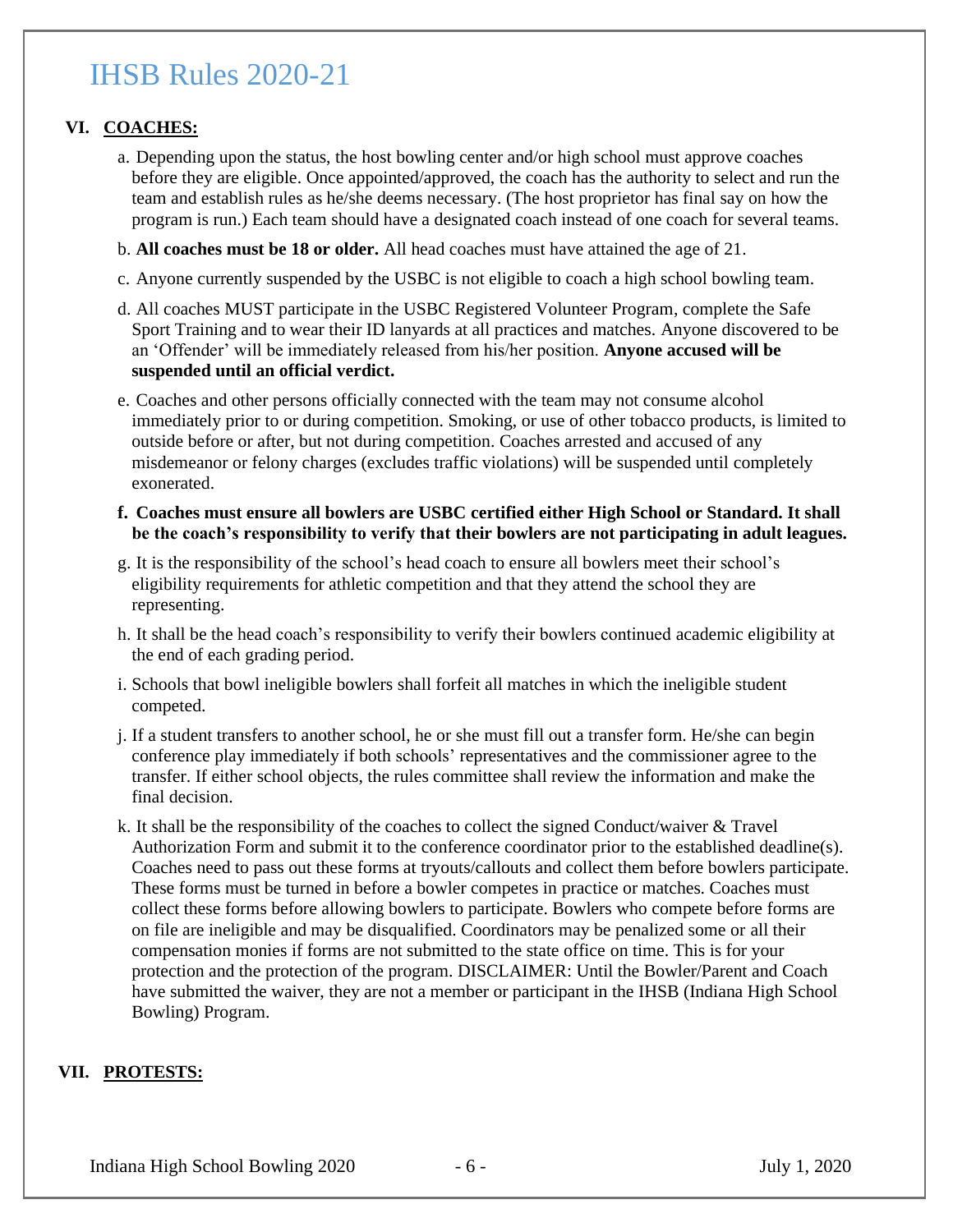# IHSB Rules 2020-21

## VI. COACHES:

a. Depending upon the status, the host bowling center and/or high school must approve coaches before they are eligible. Once appointed/approved, the coach has the authority to select and run the team and establish rules as he/she deems necessary. (The host proprietor has final say on how the program is run.) Each team should have a designated coach instead of one coach for several teams.

b. **All coaches must be 18 or older.** All head coaches must have attained the age of 21.

c. Anyone currently suspended by the USBC is not eligible to coach a high school bowling team.

d. All coaches MUST participate in the USBC Registered Volunteer Program, complete the Safe Sport Training and to wear their ID lanyards at all practices and matches. Anyone discovered to be an 'Offender' will be immediately released from his/her position. **Anyone accused will be suspended until an official verdict.**

e. Coaches and other persons officially connected with the team may not consume alcohol immediately prior to or during competition. Smoking, or use of other tobacco products, is limited to outside before or after, but not during competition. Coaches arrested and accused of any misdemeanor or felony charges (excludes traffic violations) will be suspended until completely exonerated.

**f. Coaches must ensure all bowlers are USBC certified either High School or Standard. It shall be the coach's responsibility to verify that their bowlers are not participating in adult leagues.**

g. It is the responsibility of the school's head coach to ensure all bowlers meet their school's eligibility requirements for athletic competition and that they attend the school they are representing.

h. It shall be the head coach's responsibility to verify their bowlers continued academic eligibility at the end of each grading period.

i. Schools that bowl ineligible bowlers shall forfeit all matches in which the ineligible student competed.

j. If a student transfers to another school, he or she must fill out a transfer form. He/she can begin conference play immediately if both schools' representatives and the commissioner agree to the transfer. If either school objects, the rules committee shall review the information and make the final decision.

k. It shall be the responsibility of the coaches to collect the signed Conduct/waiver & Travel Authorization Form and submit it to the conference coordinator prior to the established deadline(s). Coaches need to pass out these forms at tryouts/callouts and collect them before bowlers participate. These forms must be turned in before a bowler competes in practice or matches. Coaches must collect these forms before allowing bowlers to participate. Bowlers who compete before forms are on file are ineligible and may be disqualified. Coordinators may be penalized some or all their compensation monies if forms are not submitted to the state office on time. This is for your protection and the protection of the program. DISCLAIMER: Until the Bowler/Parent and Coach have submitted the waiver, they are not a member or participant in the IHSB (Indiana High School Bowling) Program.

## VII. PROTESTS: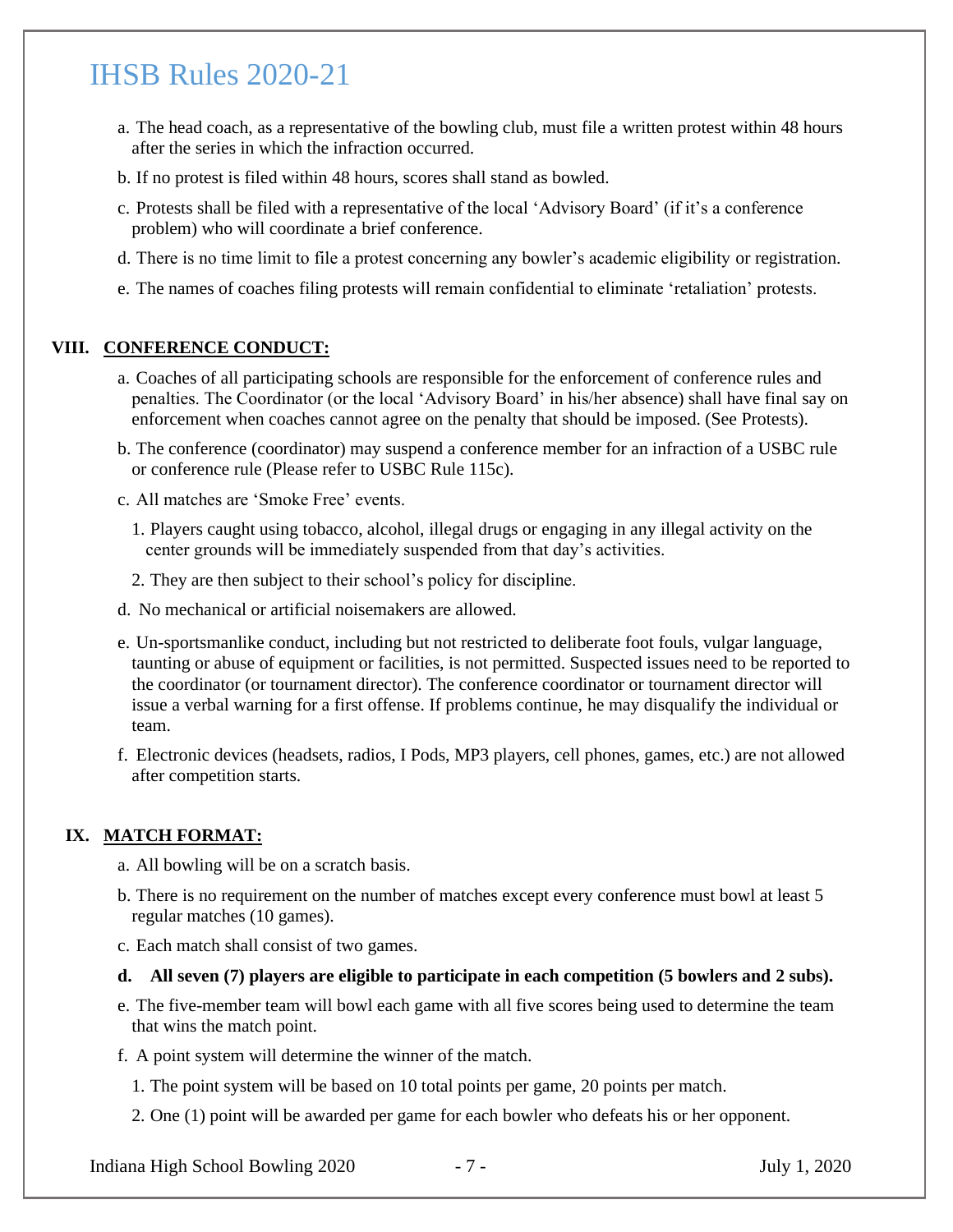a. The head coach, as a representative of the bowling club, must file a written protest within 48 hours after the series in which the infraction occurred.

b. If no protest is filed within 48 hours, scores shall stand as bowled.

c. Protests shall be filed with a representative of the local 'Advisory Board' (if it's a conference problem) who will coordinate a brief conference.

d. There is no time limit to file a protest concerning any bowler's academic eligibility or registration.

e. The names of coaches filing protests will remain confidential to eliminate 'retaliation' protests.

## VIII. CONFERENCE CONDUCT:

a. Coaches of all participating schools are responsible for the enforcement of conference rules and penalties. The Coordinator (or the local 'Advisory Board' in his/her absence) shall have final say on enforcement when coaches cannot agree on the penalty that should be imposed. (See Protests).

b. The conference (coordinator) may suspend a conference member for an infraction of a USBC rule or conference rule (Please refer to USBC Rule 115c).

c. All matches are 'Smoke Free' events.

1. Players caught using tobacco, alcohol, illegal drugs or engaging in any illegal activity on the center grounds will be immediately suspended from that day's activities.
2. They are then subject to their school's policy for discipline.

d. No mechanical or artificial noisemakers are allowed.

e. Un-sportsmanlike conduct, including but not restricted to deliberate foot fouls, vulgar language, taunting or abuse of equipment or facilities, is not permitted. Suspected issues need to be reported to the coordinator (or tournament director). The conference coordinator or tournament director will issue a verbal warning for a first offense. If problems continue, he may disqualify the individual or team.

f. Electronic devices (headsets, radios, I Pods, MP3 players, cell phones, games, etc.) are not allowed after competition starts.

## IX. MATCH FORMAT:

a. All bowling will be on a scratch basis.

b. There is no requirement on the number of matches except every conference must bowl at least 5 regular matches (10 games).

c. Each match shall consist of two games.

**d. All seven (7) players are eligible to participate in each competition (5 bowlers and 2 subs).**

e. The five-member team will bowl each game with all five scores being used to determine the team that wins the match point.

f. A point system will determine the winner of the match.

1. The point system will be based on 10 total points per game, 20 points per match.
2. One (1) point will be awarded per game for each bowler who defeats his or her opponent.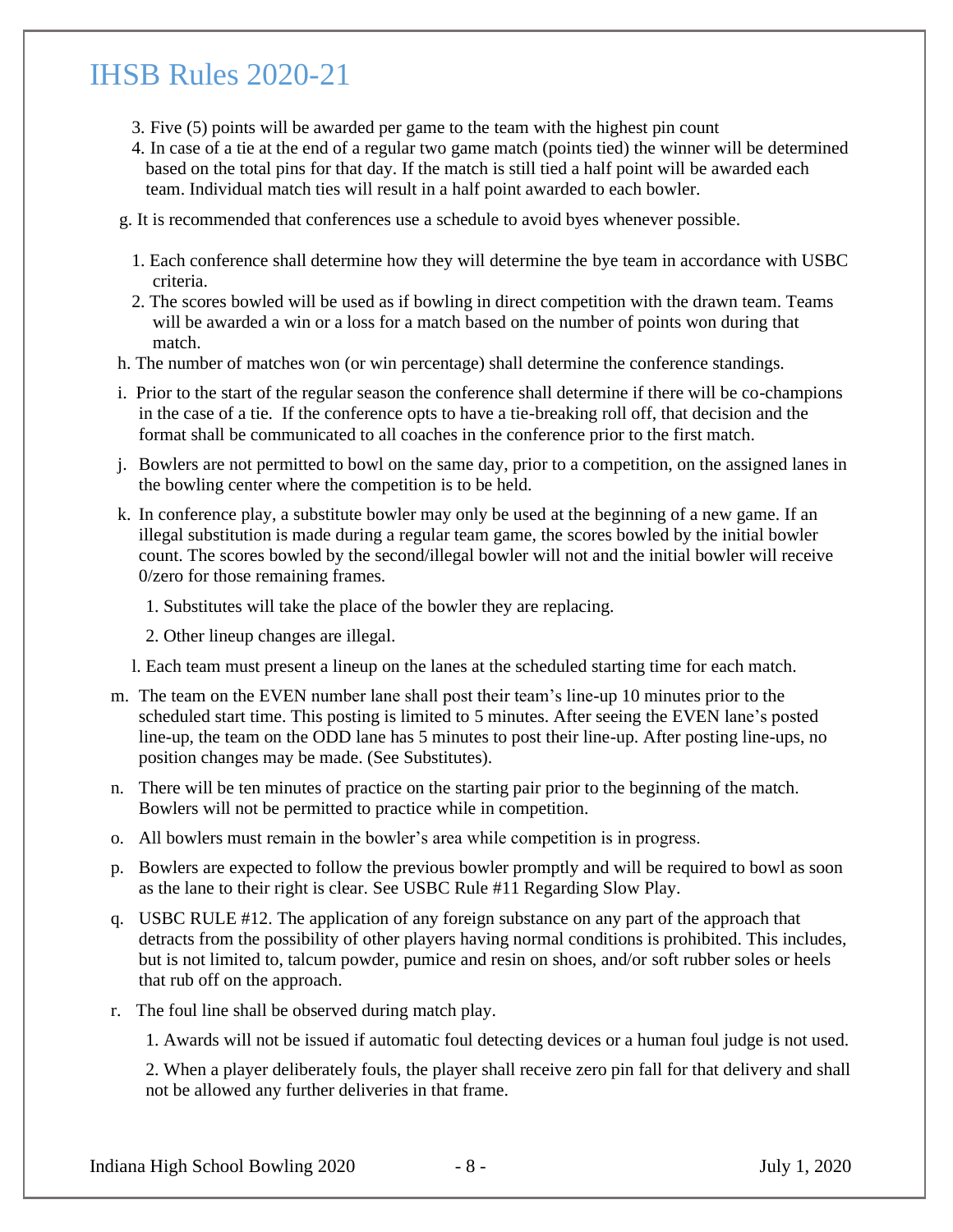3. Five (5) points will be awarded per game to the team with the highest pin count
4. In case of a tie at the end of a regular two game match (points tied) the winner will be determined based on the total pins for that day. If the match is still tied a half point will be awarded each team. Individual match ties will result in a half point awarded to each bowler.

g. It is recommended that conferences use a schedule to avoid byes whenever possible.

1. Each conference shall determine how they will determine the bye team in accordance with USBC criteria.
2. The scores bowled will be used as if bowling in direct competition with the drawn team. Teams will be awarded a win or a loss for a match based on the number of points won during that match.

h. The number of matches won (or win percentage) shall determine the conference standings.

i. Prior to the start of the regular season the conference shall determine if there will be co-champions in the case of a tie. If the conference opts to have a tie-breaking roll off, that decision and the format shall be communicated to all coaches in the conference prior to the first match.

j. Bowlers are not permitted to bowl on the same day, prior to a competition, on the assigned lanes in the bowling center where the competition is to be held.

k. In conference play, a substitute bowler may only be used at the beginning of a new game. If an illegal substitution is made during a regular team game, the scores bowled by the initial bowler count. The scores bowled by the second/illegal bowler will not and the initial bowler will receive 0/zero for those remaining frames.

1. Substitutes will take the place of the bowler they are replacing.
2. Other lineup changes are illegal.

l. Each team must present a lineup on the lanes at the scheduled starting time for each match.

m. The team on the EVEN number lane shall post their team's line-up 10 minutes prior to the scheduled start time. This posting is limited to 5 minutes. After seeing the EVEN lane's posted line-up, the team on the ODD lane has 5 minutes to post their line-up. After posting line-ups, no position changes may be made. (See Substitutes).

n. There will be ten minutes of practice on the starting pair prior to the beginning of the match. Bowlers will not be permitted to practice while in competition.

o. All bowlers must remain in the bowler's area while competition is in progress.

p. Bowlers are expected to follow the previous bowler promptly and will be required to bowl as soon as the lane to their right is clear. See USBC Rule #11 Regarding Slow Play.

q. USBC RULE #12. The application of any foreign substance on any part of the approach that detracts from the possibility of other players having normal conditions is prohibited. This includes, but is not limited to, talcum powder, pumice and resin on shoes, and/or soft rubber soles or heels that rub off on the approach.

r. The foul line shall be observed during match play.

1. Awards will not be issued if automatic foul detecting devices or a human foul judge is not used.
2. When a player deliberately fouls, the player shall receive zero pin fall for that delivery and shall not be allowed any further deliveries in that frame.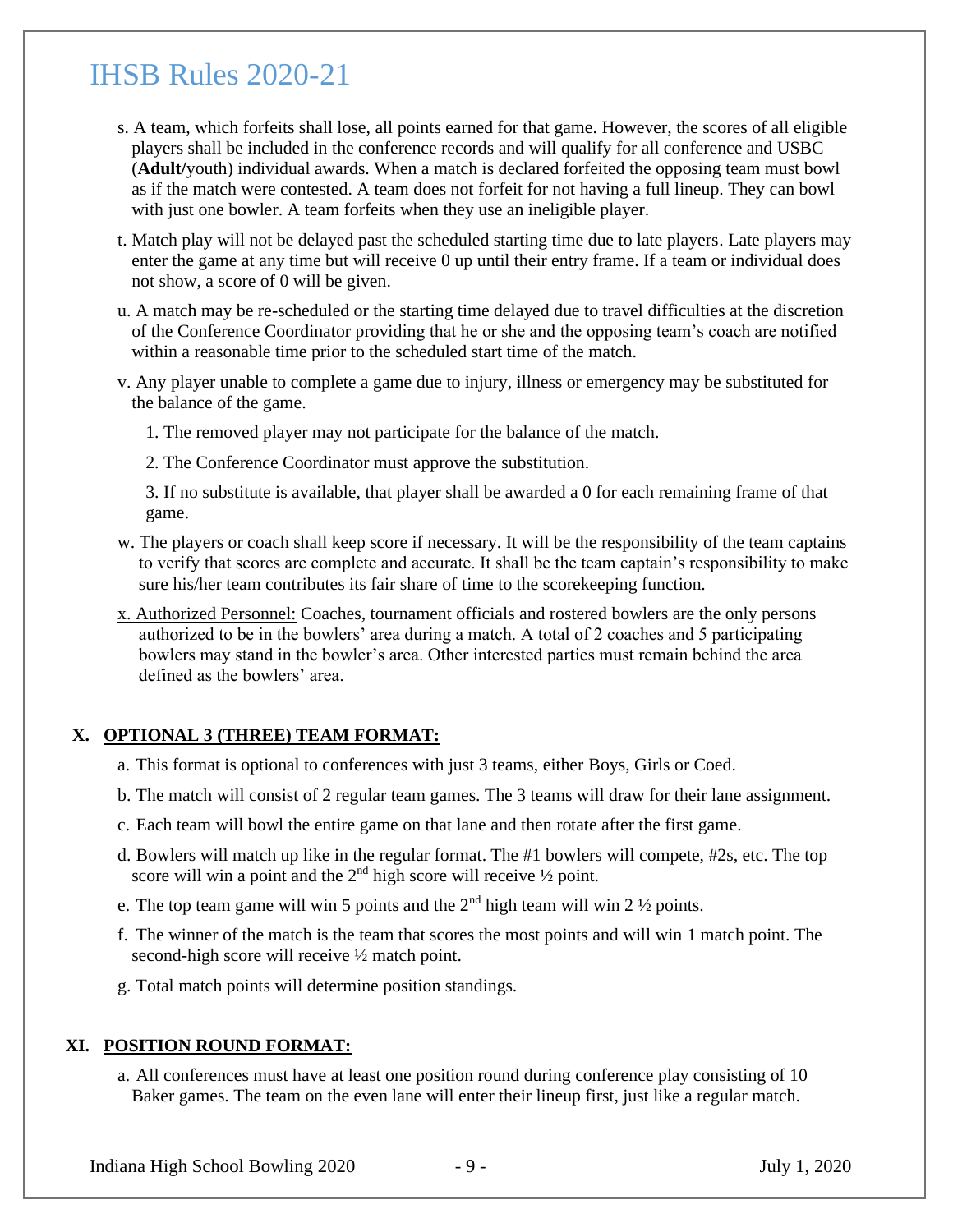s. A team, which forfeits shall lose, all points earned for that game. However, the scores of all eligible players shall be included in the conference records and will qualify for all conference and USBC (**Adult/**youth) individual awards. When a match is declared forfeited the opposing team must bowl as if the match were contested. A team does not forfeit for not having a full lineup. They can bowl with just one bowler. A team forfeits when they use an ineligible player.

t. Match play will not be delayed past the scheduled starting time due to late players. Late players may enter the game at any time but will receive 0 up until their entry frame. If a team or individual does not show, a score of 0 will be given.

u. A match may be re-scheduled or the starting time delayed due to travel difficulties at the discretion of the Conference Coordinator providing that he or she and the opposing team's coach are notified within a reasonable time prior to the scheduled start time of the match.

v. Any player unable to complete a game due to injury, illness or emergency may be substituted for the balance of the game.

1. The removed player may not participate for the balance of the match.

2. The Conference Coordinator must approve the substitution.

3. If no substitute is available, that player shall be awarded a 0 for each remaining frame of that game.

w. The players or coach shall keep score if necessary. It will be the responsibility of the team captains to verify that scores are complete and accurate. It shall be the team captain's responsibility to make sure his/her team contributes its fair share of time to the scorekeeping function.

x. Authorized Personnel: Coaches, tournament officials and rostered bowlers are the only persons authorized to be in the bowlers' area during a match. A total of 2 coaches and 5 participating bowlers may stand in the bowler's area. Other interested parties must remain behind the area defined as the bowlers' area.

## X. OPTIONAL 3 (THREE) TEAM FORMAT:

a. This format is optional to conferences with just 3 teams, either Boys, Girls or Coed.

b. The match will consist of 2 regular team games. The 3 teams will draw for their lane assignment.

c. Each team will bowl the entire game on that lane and then rotate after the first game.

d. Bowlers will match up like in the regular format. The #1 bowlers will compete, #2s, etc. The top score will win a point and the 2nd high score will receive ½ point.

e. The top team game will win 5 points and the 2nd high team will win 2 ½ points.

f. The winner of the match is the team that scores the most points and will win 1 match point. The second-high score will receive ½ match point.

g. Total match points will determine position standings.

## XI. POSITION ROUND FORMAT:

a. All conferences must have at least one position round during conference play consisting of 10 Baker games. The team on the even lane will enter their lineup first, just like a regular match.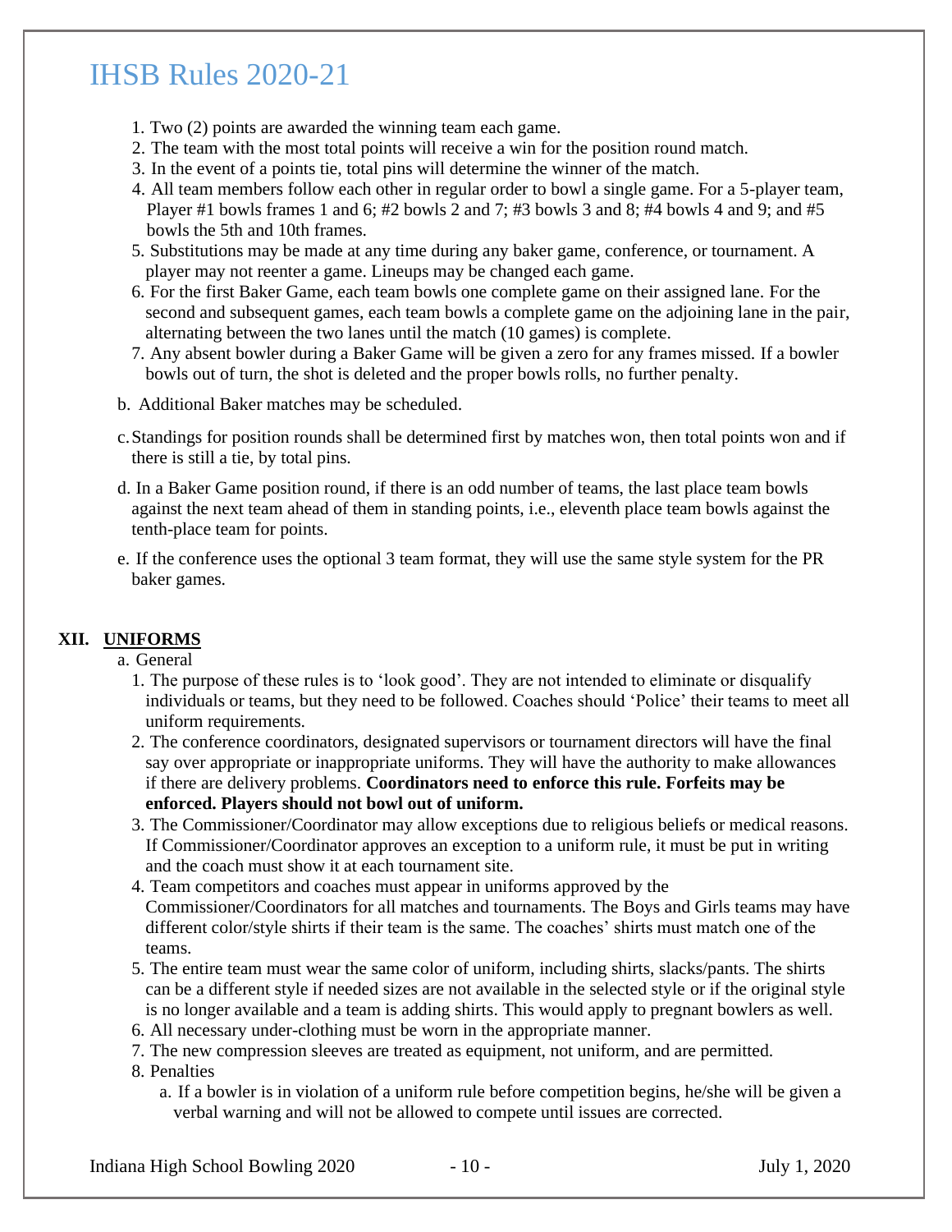1. Two (2) points are awarded the winning team each game.
2. The team with the most total points will receive a win for the position round match.
3. In the event of a points tie, total pins will determine the winner of the match.
4. All team members follow each other in regular order to bowl a single game. For a 5-player team, Player #1 bowls frames 1 and 6; #2 bowls 2 and 7; #3 bowls 3 and 8; #4 bowls 4 and 9; and #5 bowls the 5th and 10th frames.
5. Substitutions may be made at any time during any baker game, conference, or tournament. A player may not reenter a game. Lineups may be changed each game.
6. For the first Baker Game, each team bowls one complete game on their assigned lane. For the second and subsequent games, each team bowls a complete game on the adjoining lane in the pair, alternating between the two lanes until the match (10 games) is complete.
7. Any absent bowler during a Baker Game will be given a zero for any frames missed. If a bowler bowls out of turn, the shot is deleted and the proper bowls rolls, no further penalty.

b. Additional Baker matches may be scheduled.

c. Standings for position rounds shall be determined first by matches won, then total points won and if there is still a tie, by total pins.

d. In a Baker Game position round, if there is an odd number of teams, the last place team bowls against the next team ahead of them in standing points, i.e., eleventh place team bowls against the tenth-place team for points.

e. If the conference uses the optional 3 team format, they will use the same style system for the PR baker games.

## XII. UNIFORMS

a. General

1. The purpose of these rules is to 'look good'. They are not intended to eliminate or disqualify individuals or teams, but they need to be followed. Coaches should 'Police' their teams to meet all uniform requirements.
2. The conference coordinators, designated supervisors or tournament directors will have the final say over appropriate or inappropriate uniforms. They will have the authority to make allowances if there are delivery problems. **Coordinators need to enforce this rule. Forfeits may be enforced. Players should not bowl out of uniform.**
3. The Commissioner/Coordinator may allow exceptions due to religious beliefs or medical reasons. If Commissioner/Coordinator approves an exception to a uniform rule, it must be put in writing and the coach must show it at each tournament site.
4. Team competitors and coaches must appear in uniforms approved by the Commissioner/Coordinators for all matches and tournaments. The Boys and Girls teams may have different color/style shirts if their team is the same. The coaches' shirts must match one of the teams.
5. The entire team must wear the same color of uniform, including shirts, slacks/pants. The shirts can be a different style if needed sizes are not available in the selected style or if the original style is no longer available and a team is adding shirts. This would apply to pregnant bowlers as well.
6. All necessary under-clothing must be worn in the appropriate manner.
7. The new compression sleeves are treated as equipment, not uniform, and are permitted.
8. Penalties
   a. If a bowler is in violation of a uniform rule before competition begins, he/she will be given a verbal warning and will not be allowed to compete until issues are corrected.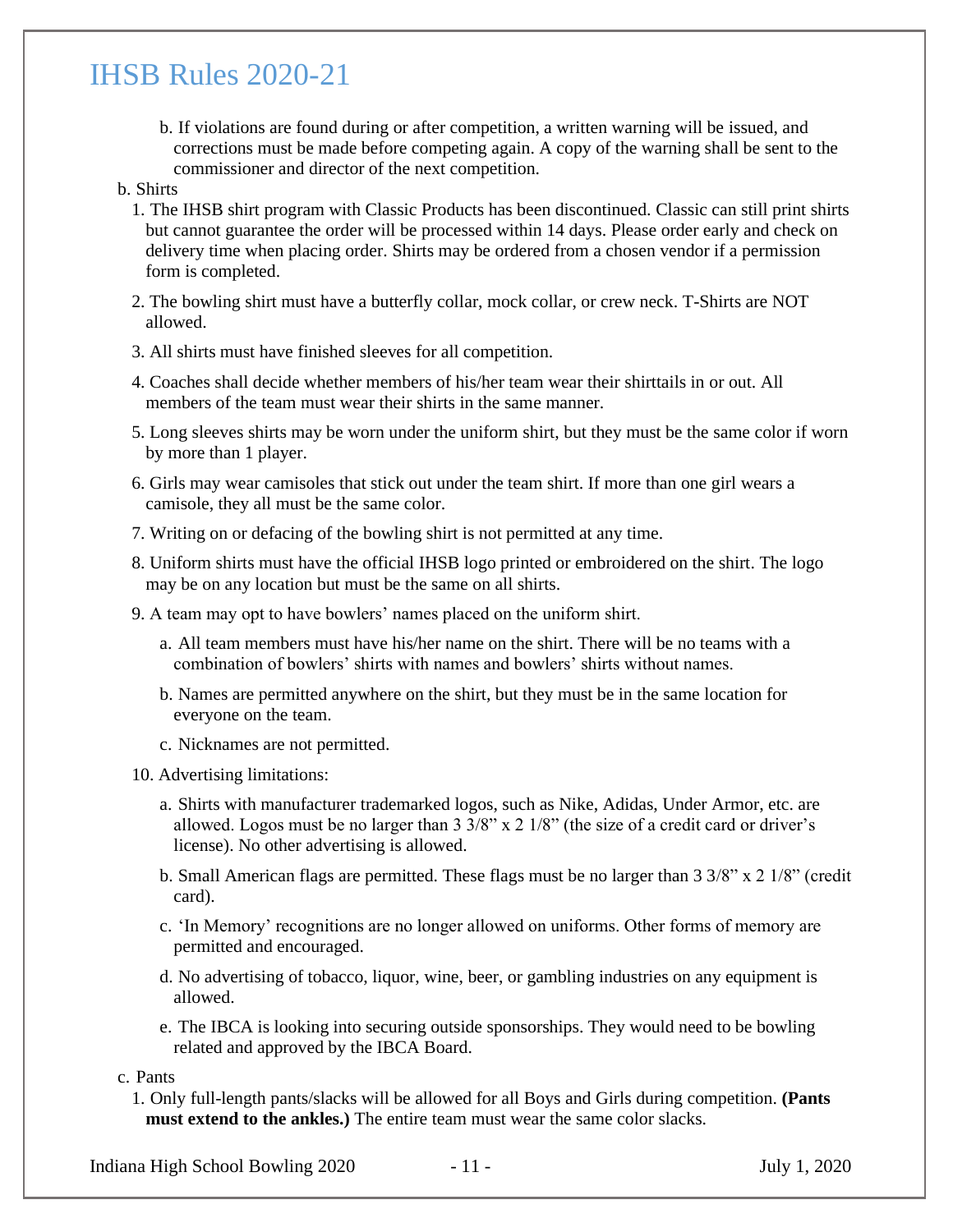b. If violations are found during or after competition, a written warning will be issued, and corrections must be made before competing again. A copy of the warning shall be sent to the commissioner and director of the next competition.

b. Shirts

1. The IHSB shirt program with Classic Products has been discontinued. Classic can still print shirts but cannot guarantee the order will be processed within 14 days. Please order early and check on delivery time when placing order. Shirts may be ordered from a chosen vendor if a permission form is completed.
2. The bowling shirt must have a butterfly collar, mock collar, or crew neck. T-Shirts are NOT allowed.
3. All shirts must have finished sleeves for all competition.
4. Coaches shall decide whether members of his/her team wear their shirttails in or out. All members of the team must wear their shirts in the same manner.
5. Long sleeves shirts may be worn under the uniform shirt, but they must be the same color if worn by more than 1 player.
6. Girls may wear camisoles that stick out under the team shirt. If more than one girl wears a camisole, they all must be the same color.
7. Writing on or defacing of the bowling shirt is not permitted at any time.
8. Uniform shirts must have the official IHSB logo printed or embroidered on the shirt. The logo may be on any location but must be the same on all shirts.
9. A team may opt to have bowlers' names placed on the uniform shirt.
   a. All team members must have his/her name on the shirt. There will be no teams with a combination of bowlers' shirts with names and bowlers' shirts without names.
   b. Names are permitted anywhere on the shirt, but they must be in the same location for everyone on the team.
   c. Nicknames are not permitted.
10. Advertising limitations:
    a. Shirts with manufacturer trademarked logos, such as Nike, Adidas, Under Armor, etc. are allowed. Logos must be no larger than 3 3/8" x 2 1/8" (the size of a credit card or driver's license). No other advertising is allowed.
    b. Small American flags are permitted. These flags must be no larger than 3 3/8" x 2 1/8" (credit card).
    c. 'In Memory' recognitions are no longer allowed on uniforms. Other forms of memory are permitted and encouraged.
    d. No advertising of tobacco, liquor, wine, beer, or gambling industries on any equipment is allowed.
    e. The IBCA is looking into securing outside sponsorships. They would need to be bowling related and approved by the IBCA Board.

c. Pants

1. Only full-length pants/slacks will be allowed for all Boys and Girls during competition. **(Pants must extend to the ankles.)** The entire team must wear the same color slacks.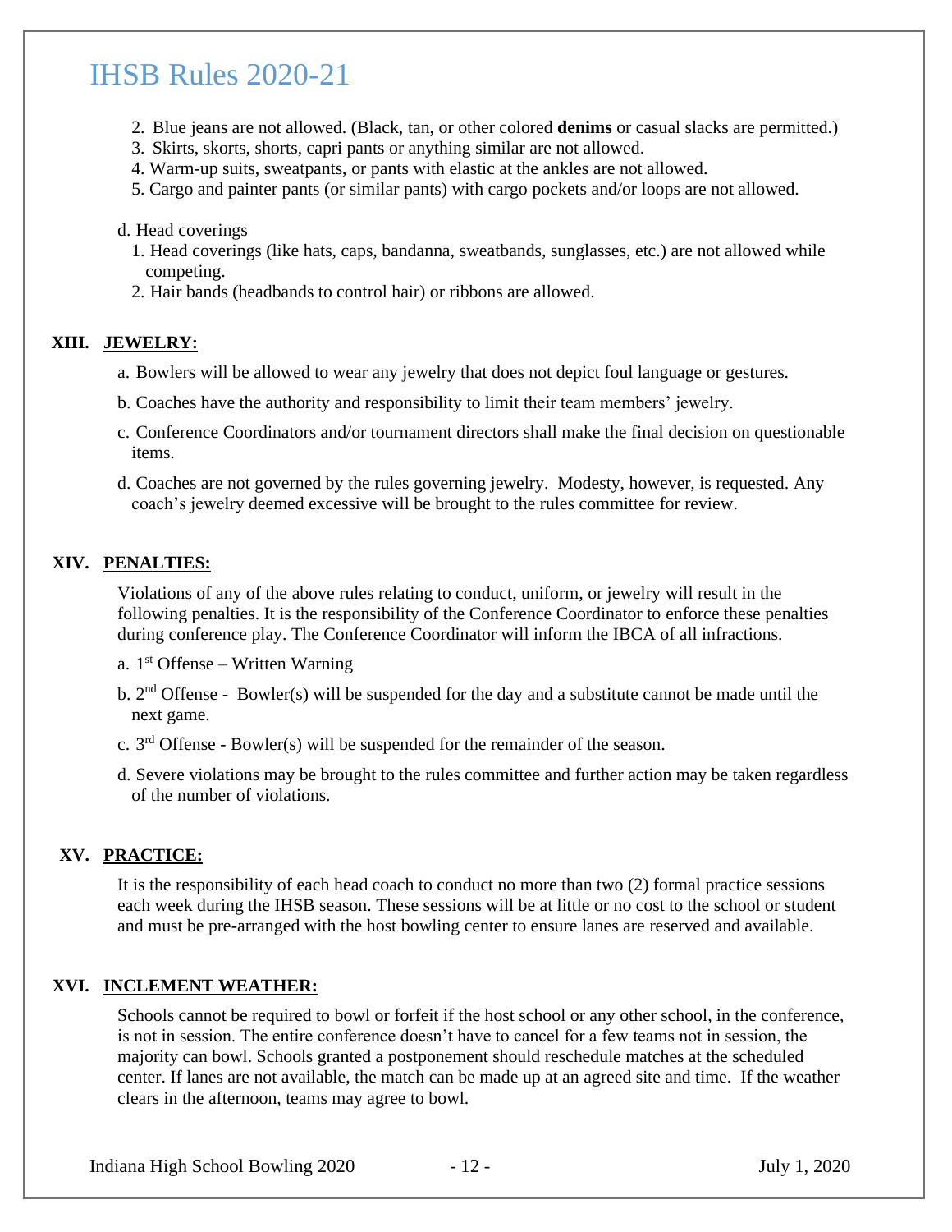2. Blue jeans are not allowed. (Black, tan, or other colored **denims** or casual slacks are permitted.)
3. Skirts, skorts, shorts, capri pants or anything similar are not allowed.
4. Warm-up suits, sweatpants, or pants with elastic at the ankles are not allowed.
5. Cargo and painter pants (or similar pants) with cargo pockets and/or loops are not allowed.

d. Head coverings

1. Head coverings (like hats, caps, bandanna, sweatbands, sunglasses, etc.) are not allowed while competing.
2. Hair bands (headbands to control hair) or ribbons are allowed.

## XIII. JEWELRY:

a. Bowlers will be allowed to wear any jewelry that does not depict foul language or gestures.

b. Coaches have the authority and responsibility to limit their team members' jewelry.

c. Conference Coordinators and/or tournament directors shall make the final decision on questionable items.

d. Coaches are not governed by the rules governing jewelry. Modesty, however, is requested. Any coach's jewelry deemed excessive will be brought to the rules committee for review.

## XIV. PENALTIES:

Violations of any of the above rules relating to conduct, uniform, or jewelry will result in the following penalties. It is the responsibility of the Conference Coordinator to enforce these penalties during conference play. The Conference Coordinator will inform the IBCA of all infractions.

a. 1st Offense – Written Warning

b. 2nd Offense - Bowler(s) will be suspended for the day and a substitute cannot be made until the next game.

c. 3rd Offense - Bowler(s) will be suspended for the remainder of the season.

d. Severe violations may be brought to the rules committee and further action may be taken regardless of the number of violations.

## XV. PRACTICE:

It is the responsibility of each head coach to conduct no more than two (2) formal practice sessions each week during the IHSB season. These sessions will be at little or no cost to the school or student and must be pre-arranged with the host bowling center to ensure lanes are reserved and available.

## XVI. INCLEMENT WEATHER:

Schools cannot be required to bowl or forfeit if the host school or any other school, in the conference, is not in session. The entire conference doesn't have to cancel for a few teams not in session, the majority can bowl. Schools granted a postponement should reschedule matches at the scheduled center. If lanes are not available, the match can be made up at an agreed site and time. If the weather clears in the afternoon, teams may agree to bowl.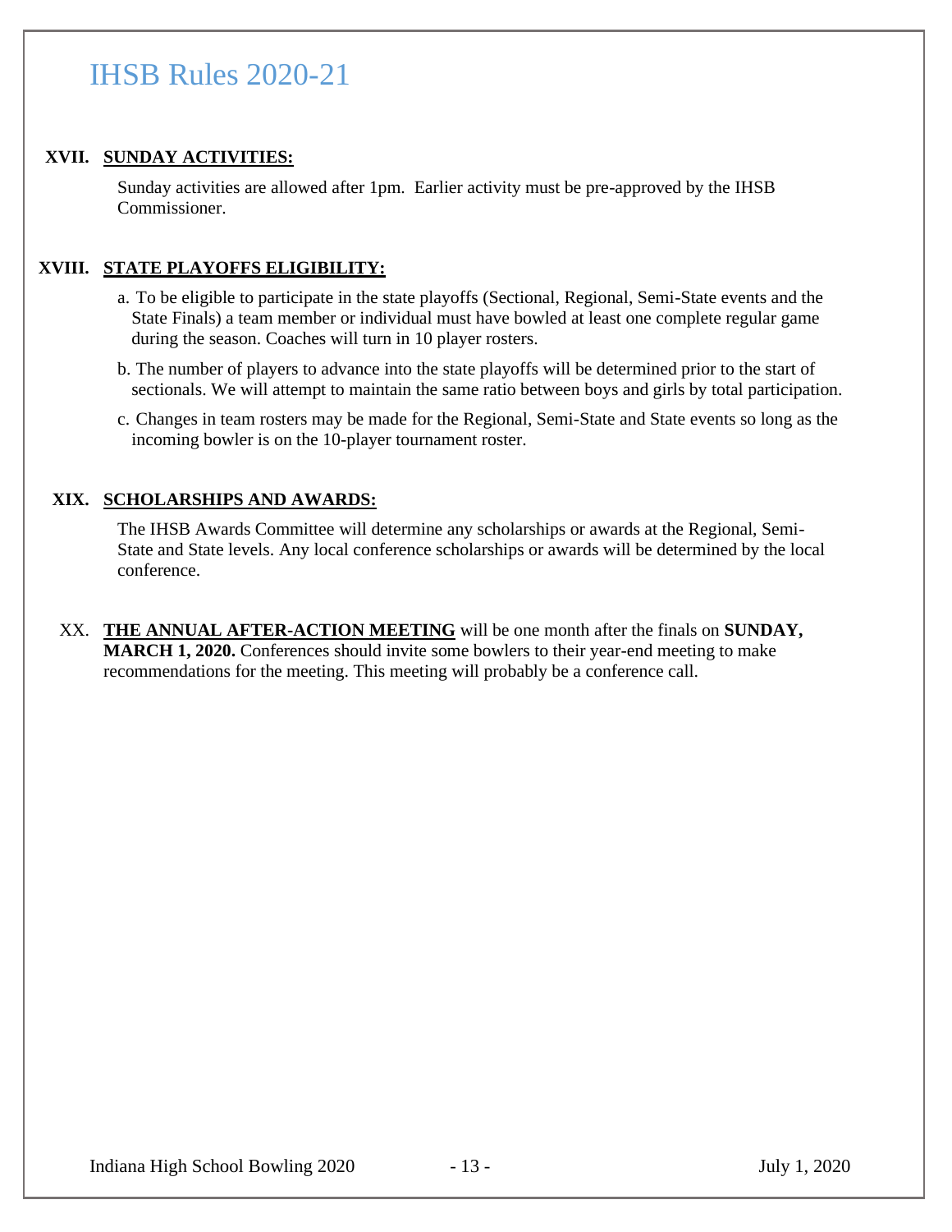# IHSB Rules 2020-21

## XVII. SUNDAY ACTIVITIES:

Sunday activities are allowed after 1pm. Earlier activity must be pre-approved by the IHSB Commissioner.

## XVIII. STATE PLAYOFFS ELIGIBILITY:

a. To be eligible to participate in the state playoffs (Sectional, Regional, Semi-State events and the State Finals) a team member or individual must have bowled at least one complete regular game during the season. Coaches will turn in 10 player rosters.

b. The number of players to advance into the state playoffs will be determined prior to the start of sectionals. We will attempt to maintain the same ratio between boys and girls by total participation.

c. Changes in team rosters may be made for the Regional, Semi-State and State events so long as the incoming bowler is on the 10-player tournament roster.

## XIX. SCHOLARSHIPS AND AWARDS:

The IHSB Awards Committee will determine any scholarships or awards at the Regional, Semi-State and State levels. Any local conference scholarships or awards will be determined by the local conference.

XX. **THE ANNUAL AFTER-ACTION MEETING** will be one month after the finals on **SUNDAY, MARCH 1, 2020.** Conferences should invite some bowlers to their year-end meeting to make recommendations for the meeting. This meeting will probably be a conference call.